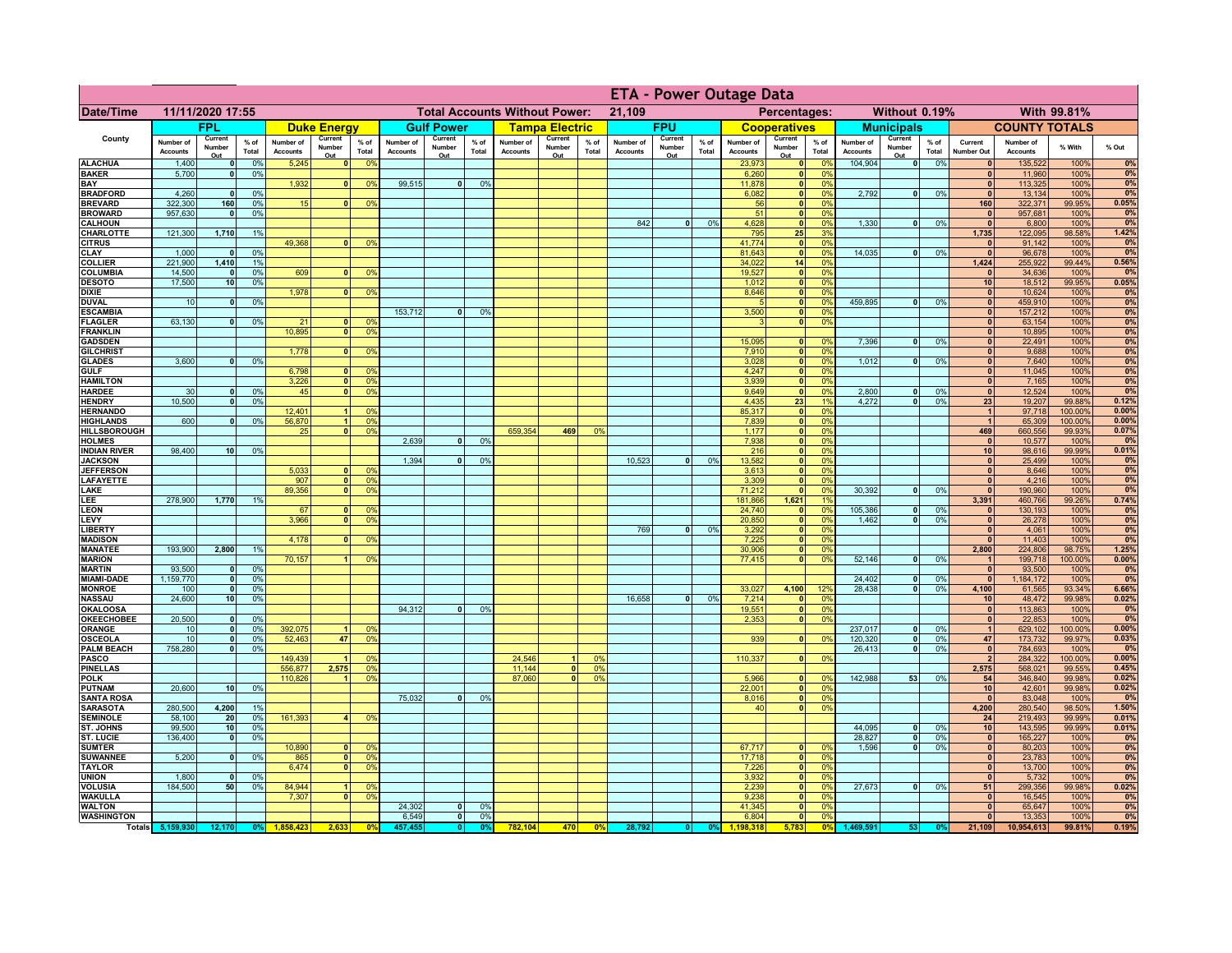# ETA - Power Outage Data

| Date/Time | 11/11/2020 17:55 | | | | | | Total Accounts Without Power: | | | | 21,109 | | | | Percentages: | | | Without 0.19% | | | | With 99.81% | | |
|---|---|---|---|---|---|---|---|---|---|---|---|---|---|---|---|---|---|---|---|---|---|---|---|---|
| | FPL | | | Duke Energy | | | Gulf Power | | | Tampa Electric | | | FPU | | | Cooperatives | | | Municipals | | | COUNTY TOTALS | | | |
| County | Number of Accounts | Current Number Out | % of Total | Number of Accounts | Current Number Out | % of Total | Number of Accounts | Current Number Out | % of Total | Number of Accounts | Current Number Out | % of Total | Number of Accounts | Current Number Out | % of Total | Number of Accounts | Current Number Out | % of Total | Number of Accounts | Current Number Out | % of Total | Current Number Out | Number of Accounts | % With | % Out |
| ALACHUA | 1,400 | 0 | 0% | 5,245 | 0 | 0% | | | | | | | | | | 23,973 | 0 | 0% | 104,904 | 0 | 0% | 0 | 135,522 | 100% | 0% |
| BAKER | 5,700 | 0 | 0% | | | | | | | | | | | | | 6,260 | 0 | 0% | | | | 0 | 11,960 | 100% | 0% |
| BAY | | | | 1,932 | 0 | 0% | 99,515 | 0 | 0% | | | | | | | 11,878 | 0 | 0% | | | | 0 | 113,325 | 100% | 0% |
| BRADFORD | 4,260 | 0 | 0% | | | | | | | | | | | | | 6,082 | 0 | 0% | 2,792 | 0 | 0% | 0 | 13,134 | 100% | 0% |
| BREVARD | 322,300 | 160 | 0% | 15 | 0 | 0% | | | | | | | | | | 56 | 0 | 0% | | | | 160 | 322,371 | 99.95% | 0.05% |
| BROWARD | 957,630 | 0 | 0% | | | | | | | | | | | | | 51 | 0 | 0% | | | | 0 | 957,681 | 100% | 0% |
| CALHOUN | | | | | | | | | | | | | 842 | 0 | 0% | 4,628 | 0 | 0% | 1,330 | 0 | 0% | 0 | 6,800 | 100% | 0% |
| CHARLOTTE | 121,300 | 1,710 | 1% | | | | | | | | | | | | | 795 | 25 | 3% | | | | 1,735 | 122,095 | 98.58% | 1.42% |
| CITRUS | | | | 49,368 | 0 | 0% | | | | | | | | | | 41,774 | 0 | 0% | | | | 0 | 91,142 | 100% | 0% |
| CLAY | 1,000 | 0 | 0% | | | | | | | | | | | | | 81,643 | 0 | 0% | 14,035 | 0 | 0% | 0 | 96,678 | 100% | 0% |
| COLLIER | 221,900 | 1,410 | 1% | | | | | | | | | | | | | 34,022 | 14 | 0% | | | | 1,424 | 255,922 | 99.44% | 0.56% |
| COLUMBIA | 14,500 | 0 | 0% | 609 | 0 | 0% | | | | | | | | | | 19,527 | 0 | 0% | | | | 0 | 34,636 | 100% | 0% |
| DESOTO | 17,500 | 10 | 0% | | | | | | | | | | | | | 1,012 | 0 | 0% | | | | 10 | 18,512 | 99.95% | 0.05% |
| DIXIE | | | | 1,978 | 0 | 0% | | | | | | | | | | 8,646 | 0 | 0% | | | | 0 | 10,624 | 100% | 0% |
| DUVAL | 10 | 0 | 0% | | | | | | | | | | | | | 5 | 0 | 0% | 459,895 | 0 | 0% | 0 | 459,910 | 100% | 0% |
| ESCAMBIA | | | | | | | 153,712 | 0 | 0% | | | | | | | 3,500 | 0 | 0% | | | | 0 | 157,212 | 100% | 0% |
| FLAGLER | 63,130 | 0 | 0% | 21 | 0 | 0% | | | | | | | | | | 3 | 0 | 0% | | | | 0 | 63,154 | 100% | 0% |
| FRANKLIN | | | | 10,895 | 0 | 0% | | | | | | | | | | | | | | | | 0 | 10,895 | 100% | 0% |
| GADSDEN | | | | | | | | | | | | | | | | 15,095 | 0 | 0% | 7,396 | 0 | 0% | 0 | 22,491 | 100% | 0% |
| GILCHRIST | | | | 1,778 | 0 | 0% | | | | | | | | | | 7,910 | 0 | 0% | | | | 0 | 9,688 | 100% | 0% |
| GLADES | 3,600 | 0 | 0% | | | | | | | | | | | | | 3,028 | 0 | 0% | 1,012 | 0 | 0% | 0 | 7,640 | 100% | 0% |
| GULF | | | | 6,798 | 0 | 0% | | | | | | | | | | 4,247 | 0 | 0% | | | | 0 | 11,045 | 100% | 0% |
| HAMILTON | | | | 3,226 | 0 | 0% | | | | | | | | | | 3,939 | 0 | 0% | | | | 0 | 7,165 | 100% | 0% |
| HARDEE | 30 | 0 | 0% | 45 | 0 | 0% | | | | | | | | | | 9,649 | 0 | 0% | 2,800 | 0 | 0% | 0 | 12,524 | 100% | 0% |
| HENDRY | 10,500 | 0 | 0% | | | | | | | | | | | | | 4,435 | 23 | 1% | 4,272 | 0 | 0% | 23 | 19,207 | 99.88% | 0.12% |
| HERNANDO | | | | 12,401 | 1 | 0% | | | | | | | | | | 85,317 | 0 | 0% | | | | 1 | 97,718 | 100.00% | 0.00% |
| HIGHLANDS | 600 | 0 | 0% | 56,870 | 1 | 0% | | | | | | | | | | 7,839 | 0 | 0% | | | | 1 | 65,309 | 100.00% | 0.00% |
| HILLSBOROUGH | | | | 25 | 0 | 0% | | | | 659,354 | 469 | 0% | | | | 1,177 | 0 | 0% | | | | 469 | 660,556 | 99.93% | 0.07% |
| HOLMES | | | | | | | 2,639 | 0 | 0% | | | | | | | 7,938 | 0 | 0% | | | | 0 | 10,577 | 100% | 0% |
| INDIAN RIVER | 98,400 | 10 | 0% | | | | | | | | | | | | | 216 | 0 | 0% | | | | 10 | 98,616 | 99.99% | 0.01% |
| JACKSON | | | | | | | 1,394 | 0 | 0% | | | | 10,523 | 0 | 0% | 13,582 | 0 | 0% | | | | 0 | 25,499 | 100% | 0% |
| JEFFERSON | | | | 5,033 | 0 | 0% | | | | | | | | | | 3,613 | 0 | 0% | | | | 0 | 8,646 | 100% | 0% |
| LAFAYETTE | | | | 907 | 0 | 0% | | | | | | | | | | 3,309 | 0 | 0% | | | | 0 | 4,216 | 100% | 0% |
| LAKE | | | | 89,356 | 0 | 0% | | | | | | | | | | 71,212 | 0 | 0% | 30,392 | 0 | 0% | 0 | 190,960 | 100% | 0% |
| LEE | 278,900 | 1,770 | 1% | | | | | | | | | | | | | 181,866 | 1,621 | 1% | | | | 3,391 | 460,766 | 99.26% | 0.74% |
| LEON | | | | 67 | 0 | 0% | | | | | | | | | | 24,740 | 0 | 0% | 105,386 | 0 | 0% | 0 | 130,193 | 100% | 0% |
| LEVY | | | | 3,966 | 0 | 0% | | | | | | | | | | 20,850 | 0 | 0% | 1,462 | 0 | 0% | 0 | 26,278 | 100% | 0% |
| LIBERTY | | | | | | | | | | | | | 769 | 0 | 0% | 3,292 | 0 | 0% | | | | 0 | 4,061 | 100% | 0% |
| MADISON | | | | 4,178 | 0 | 0% | | | | | | | | | | 7,225 | 0 | 0% | | | | 0 | 11,403 | 100% | 0% |
| MANATEE | 193,900 | 2,800 | 1% | | | | | | | | | | | | | 30,906 | 0 | 0% | | | | 2,800 | 224,806 | 98.75% | 1.25% |
| MARION | | | | 70,157 | 1 | 0% | | | | | | | | | | 77,415 | 0 | 0% | 52,146 | 0 | 0% | 1 | 199,718 | 100.00% | 0.00% |
| MARTIN | 93,500 | 0 | 0% | | | | | | | | | | | | | | | | | | | 0 | 93,500 | 100% | 0% |
| MIAMI-DADE | 1,159,770 | 0 | 0% | | | | | | | | | | | | | | | | 24,402 | 0 | 0% | 0 | 1,184,172 | 100% | 0% |
| MONROE | 100 | 0 | 0% | | | | | | | | | | | | | 33,027 | 4,100 | 12% | 28,438 | 0 | 0% | 4,100 | 61,565 | 93.34% | 6.66% |
| NASSAU | 24,600 | 10 | 0% | | | | | | | | | | 16,658 | 0 | 0% | 7,214 | 0 | 0% | | | | 10 | 48,472 | 99.98% | 0.02% |
| OKALOOSA | | | | | | | 94,312 | 0 | 0% | | | | | | | 19,551 | 0 | 0% | | | | 0 | 113,863 | 100% | 0% |
| OKEECHOBEE | 20,500 | 0 | 0% | | | | | | | | | | | | | 2,353 | 0 | 0% | | | | 0 | 22,853 | 100% | 0% |
| ORANGE | 10 | 0 | 0% | 392,075 | 1 | 0% | | | | | | | | | | | | | 237,017 | 0 | 0% | 1 | 629,102 | 100.00% | 0.00% |
| OSCEOLA | 10 | 0 | 0% | 52,463 | 47 | 0% | | | | | | | | | | 939 | 0 | 0% | 120,320 | 0 | 0% | 47 | 173,732 | 99.97% | 0.03% |
| PALM BEACH | 758,280 | 0 | 0% | | | | | | | | | | | | | | | | 26,413 | 0 | 0% | 0 | 784,693 | 100% | 0% |
| PASCO | | | | 149,439 | 1 | 0% | | | | 24,546 | 1 | 0% | | | | 110,337 | 0 | 0% | | | | 2 | 284,322 | 100.00% | 0.00% |
| PINELLAS | | | | 556,877 | 2,575 | 0% | | | | 11,144 | 0 | 0% | | | | | | | | | | 2,575 | 568,021 | 99.55% | 0.45% |
| POLK | | | | 110,826 | 1 | 0% | | | | 87,060 | 0 | 0% | | | | 5,966 | 0 | 0% | 142,988 | 53 | 0% | 54 | 346,840 | 99.98% | 0.02% |
| PUTNAM | 20,600 | 10 | 0% | | | | | | | | | | | | | 22,001 | 0 | 0% | | | | 10 | 42,601 | 99.98% | 0.02% |
| SANTA ROSA | | | | | | | 75,032 | 0 | 0% | | | | | | | 8,016 | 0 | 0% | | | | 0 | 83,048 | 100% | 0% |
| SARASOTA | 280,500 | 4,200 | 1% | | | | | | | | | | | | | 40 | 0 | 0% | | | | 4,200 | 280,540 | 98.50% | 1.50% |
| SEMINOLE | 58,100 | 20 | 0% | 161,393 | 4 | 0% | | | | | | | | | | | | | | | | 24 | 219,493 | 99.99% | 0.01% |
| ST. JOHNS | 99,500 | 10 | 0% | | | | | | | | | | | | | | | | 44,095 | 0 | 0% | 10 | 143,595 | 99.99% | 0.01% |
| ST. LUCIE | 136,400 | 0 | 0% | | | | | | | | | | | | | | | | 28,827 | 0 | 0% | 0 | 165,227 | 100% | 0% |
| SUMTER | | | | 10,890 | 0 | 0% | | | | | | | | | | 67,717 | 0 | 0% | 1,596 | 0 | 0% | 0 | 80,203 | 100% | 0% |
| SUWANNEE | 5,200 | 0 | 0% | 865 | 0 | 0% | | | | | | | | | | 17,718 | 0 | 0% | | | | 0 | 23,783 | 100% | 0% |
| TAYLOR | | | | 6,474 | 0 | 0% | | | | | | | | | | 7,226 | 0 | 0% | | | | 0 | 13,700 | 100% | 0% |
| UNION | 1,800 | 0 | 0% | | | | | | | | | | | | | 3,932 | 0 | 0% | | | | 0 | 5,732 | 100% | 0% |
| VOLUSIA | 184,500 | 50 | 0% | 84,944 | 1 | 0% | | | | | | | | | | 2,239 | 0 | 0% | 27,673 | 0 | 0% | 51 | 299,356 | 99.98% | 0.02% |
| WAKULLA | | | | 7,307 | 0 | 0% | | | | | | | | | | 9,238 | 0 | 0% | | | | 0 | 16,545 | 100% | 0% |
| WALTON | | | | | | | 24,302 | 0 | 0% | | | | | | | 41,345 | 0 | 0% | | | | 0 | 65,647 | 100% | 0% |
| WASHINGTON | | | | | | | 6,549 | 0 | 0% | | | | | | | 6,804 | 0 | 0% | | | | 0 | 13,353 | 100% | 0% |
| Totals | 5,159,930 | 12,170 | 0% | 1,858,423 | 2,633 | 0% | 457,455 | 0 | 0% | 782,104 | 470 | 0% | 28,792 | 0 | 0% | 1,198,318 | 5,783 | 0% | 1,469,591 | 53 | 0% | 21,109 | 10,954,613 | 99.81% | 0.19% |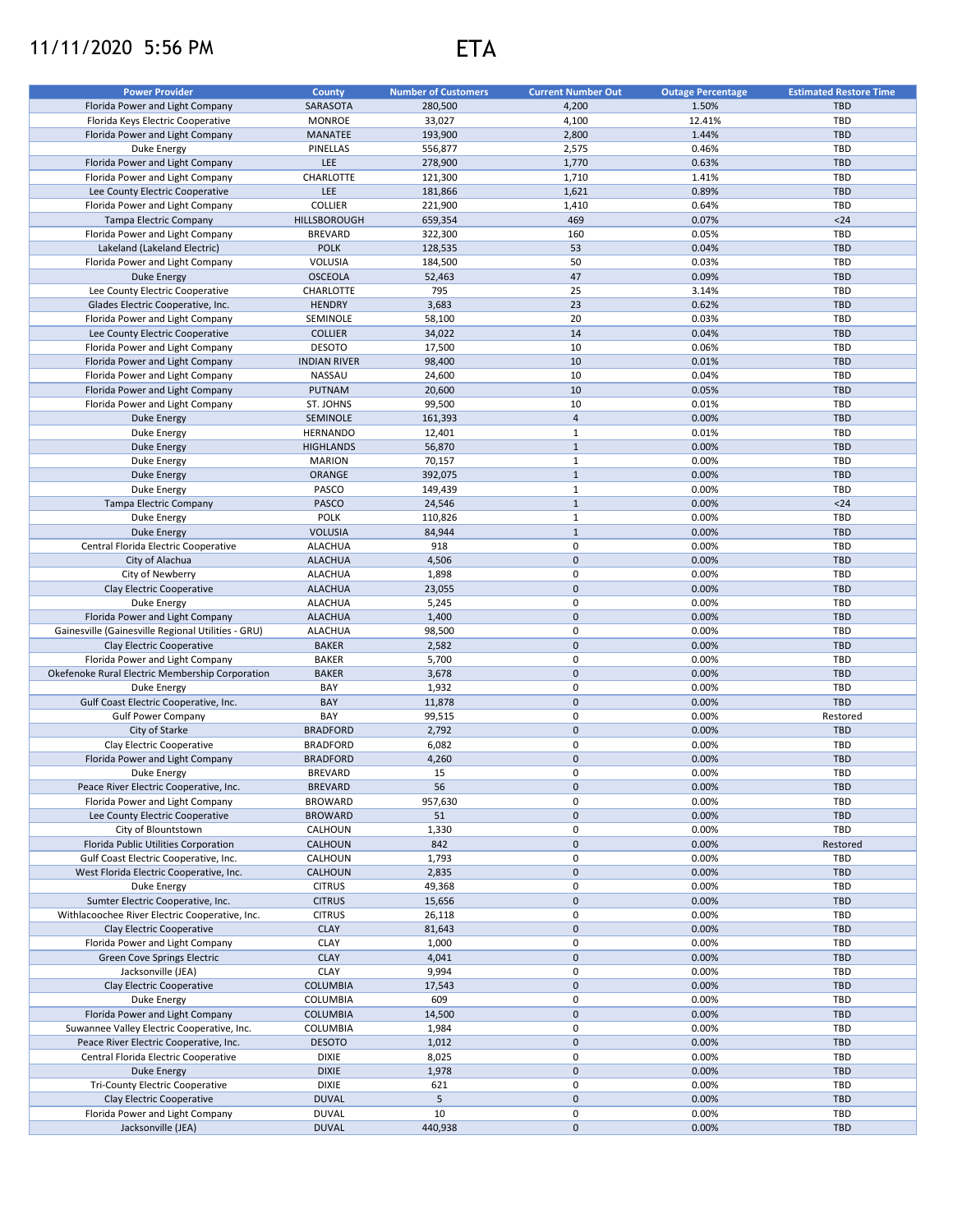11/11/2020 5:56 PM

# ETA

| Power Provider | County | Number of Customers | Current Number Out | Outage Percentage | Estimated Restore Time |
|---|---|---|---|---|---|
| Florida Power and Light Company | SARASOTA | 280,500 | 4,200 | 1.50% | TBD |
| Florida Keys Electric Cooperative | MONROE | 33,027 | 4,100 | 12.41% | TBD |
| Florida Power and Light Company | MANATEE | 193,900 | 2,800 | 1.44% | TBD |
| Duke Energy | PINELLAS | 556,877 | 2,575 | 0.46% | TBD |
| Florida Power and Light Company | LEE | 278,900 | 1,770 | 0.63% | TBD |
| Florida Power and Light Company | CHARLOTTE | 121,300 | 1,710 | 1.41% | TBD |
| Lee County Electric Cooperative | LEE | 181,866 | 1,621 | 0.89% | TBD |
| Florida Power and Light Company | COLLIER | 221,900 | 1,410 | 0.64% | TBD |
| Tampa Electric Company | HILLSBOROUGH | 659,354 | 469 | 0.07% | <24 |
| Florida Power and Light Company | BREVARD | 322,300 | 160 | 0.05% | TBD |
| Lakeland (Lakeland Electric) | POLK | 128,535 | 53 | 0.04% | TBD |
| Florida Power and Light Company | VOLUSIA | 184,500 | 50 | 0.03% | TBD |
| Duke Energy | OSCEOLA | 52,463 | 47 | 0.09% | TBD |
| Lee County Electric Cooperative | CHARLOTTE | 795 | 25 | 3.14% | TBD |
| Glades Electric Cooperative, Inc. | HENDRY | 3,683 | 23 | 0.62% | TBD |
| Florida Power and Light Company | SEMINOLE | 58,100 | 20 | 0.03% | TBD |
| Lee County Electric Cooperative | COLLIER | 34,022 | 14 | 0.04% | TBD |
| Florida Power and Light Company | DESOTO | 17,500 | 10 | 0.06% | TBD |
| Florida Power and Light Company | INDIAN RIVER | 98,400 | 10 | 0.01% | TBD |
| Florida Power and Light Company | NASSAU | 24,600 | 10 | 0.04% | TBD |
| Florida Power and Light Company | PUTNAM | 20,600 | 10 | 0.05% | TBD |
| Florida Power and Light Company | ST. JOHNS | 99,500 | 10 | 0.01% | TBD |
| Duke Energy | SEMINOLE | 161,393 | 4 | 0.00% | TBD |
| Duke Energy | HERNANDO | 12,401 | 1 | 0.01% | TBD |
| Duke Energy | HIGHLANDS | 56,870 | 1 | 0.00% | TBD |
| Duke Energy | MARION | 70,157 | 1 | 0.00% | TBD |
| Duke Energy | ORANGE | 392,075 | 1 | 0.00% | TBD |
| Duke Energy | PASCO | 149,439 | 1 | 0.00% | TBD |
| Tampa Electric Company | PASCO | 24,546 | 1 | 0.00% | <24 |
| Duke Energy | POLK | 110,826 | 1 | 0.00% | TBD |
| Duke Energy | VOLUSIA | 84,944 | 1 | 0.00% | TBD |
| Central Florida Electric Cooperative | ALACHUA | 918 | 0 | 0.00% | TBD |
| City of Alachua | ALACHUA | 4,506 | 0 | 0.00% | TBD |
| City of Newberry | ALACHUA | 1,898 | 0 | 0.00% | TBD |
| Clay Electric Cooperative | ALACHUA | 23,055 | 0 | 0.00% | TBD |
| Duke Energy | ALACHUA | 5,245 | 0 | 0.00% | TBD |
| Florida Power and Light Company | ALACHUA | 1,400 | 0 | 0.00% | TBD |
| Gainesville (Gainesville Regional Utilities - GRU) | ALACHUA | 98,500 | 0 | 0.00% | TBD |
| Clay Electric Cooperative | BAKER | 2,582 | 0 | 0.00% | TBD |
| Florida Power and Light Company | BAKER | 5,700 | 0 | 0.00% | TBD |
| Okefenoke Rural Electric Membership Corporation | BAKER | 3,678 | 0 | 0.00% | TBD |
| Duke Energy | BAY | 1,932 | 0 | 0.00% | TBD |
| Gulf Coast Electric Cooperative, Inc. | BAY | 11,878 | 0 | 0.00% | TBD |
| Gulf Power Company | BAY | 99,515 | 0 | 0.00% | Restored |
| City of Starke | BRADFORD | 2,792 | 0 | 0.00% | TBD |
| Clay Electric Cooperative | BRADFORD | 6,082 | 0 | 0.00% | TBD |
| Florida Power and Light Company | BRADFORD | 4,260 | 0 | 0.00% | TBD |
| Duke Energy | BREVARD | 15 | 0 | 0.00% | TBD |
| Peace River Electric Cooperative, Inc. | BREVARD | 56 | 0 | 0.00% | TBD |
| Florida Power and Light Company | BROWARD | 957,630 | 0 | 0.00% | TBD |
| Lee County Electric Cooperative | BROWARD | 51 | 0 | 0.00% | TBD |
| City of Blountstown | CALHOUN | 1,330 | 0 | 0.00% | TBD |
| Florida Public Utilities Corporation | CALHOUN | 842 | 0 | 0.00% | Restored |
| Gulf Coast Electric Cooperative, Inc. | CALHOUN | 1,793 | 0 | 0.00% | TBD |
| West Florida Electric Cooperative, Inc. | CALHOUN | 2,835 | 0 | 0.00% | TBD |
| Duke Energy | CITRUS | 49,368 | 0 | 0.00% | TBD |
| Sumter Electric Cooperative, Inc. | CITRUS | 15,656 | 0 | 0.00% | TBD |
| Withlacoochee River Electric Cooperative, Inc. | CITRUS | 26,118 | 0 | 0.00% | TBD |
| Clay Electric Cooperative | CLAY | 81,643 | 0 | 0.00% | TBD |
| Florida Power and Light Company | CLAY | 1,000 | 0 | 0.00% | TBD |
| Green Cove Springs Electric | CLAY | 4,041 | 0 | 0.00% | TBD |
| Jacksonville (JEA) | CLAY | 9,994 | 0 | 0.00% | TBD |
| Clay Electric Cooperative | COLUMBIA | 17,543 | 0 | 0.00% | TBD |
| Duke Energy | COLUMBIA | 609 | 0 | 0.00% | TBD |
| Florida Power and Light Company | COLUMBIA | 14,500 | 0 | 0.00% | TBD |
| Suwannee Valley Electric Cooperative, Inc. | COLUMBIA | 1,984 | 0 | 0.00% | TBD |
| Peace River Electric Cooperative, Inc. | DESOTO | 1,012 | 0 | 0.00% | TBD |
| Central Florida Electric Cooperative | DIXIE | 8,025 | 0 | 0.00% | TBD |
| Duke Energy | DIXIE | 1,978 | 0 | 0.00% | TBD |
| Tri-County Electric Cooperative | DIXIE | 621 | 0 | 0.00% | TBD |
| Clay Electric Cooperative | DUVAL | 5 | 0 | 0.00% | TBD |
| Florida Power and Light Company | DUVAL | 10 | 0 | 0.00% | TBD |
| Jacksonville (JEA) | DUVAL | 440,938 | 0 | 0.00% | TBD |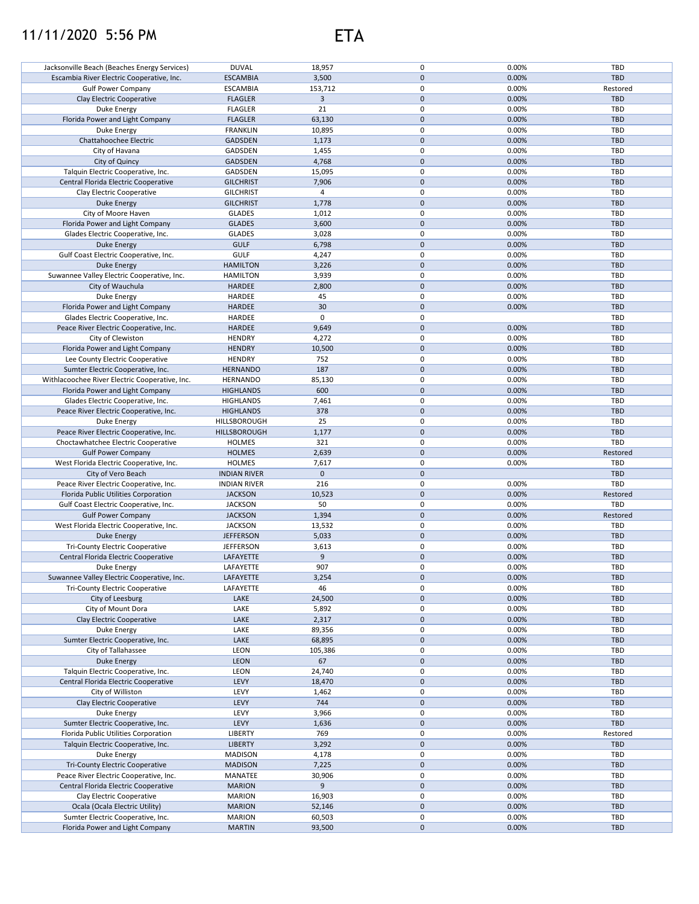# 11/11/2020 5:56 PM

# ETA

| | | | | | |
|---|---|---|---|---|---|
| Jacksonville Beach (Beaches Energy Services) | DUVAL | 18,957 | 0 | 0.00% | TBD |
| Escambia River Electric Cooperative, Inc. | ESCAMBIA | 3,500 | 0 | 0.00% | TBD |
| Gulf Power Company | ESCAMBIA | 153,712 | 0 | 0.00% | Restored |
| Clay Electric Cooperative | FLAGLER | 3 | 0 | 0.00% | TBD |
| Duke Energy | FLAGLER | 21 | 0 | 0.00% | TBD |
| Florida Power and Light Company | FLAGLER | 63,130 | 0 | 0.00% | TBD |
| Duke Energy | FRANKLIN | 10,895 | 0 | 0.00% | TBD |
| Chattahoochee Electric | GADSDEN | 1,173 | 0 | 0.00% | TBD |
| City of Havana | GADSDEN | 1,455 | 0 | 0.00% | TBD |
| City of Quincy | GADSDEN | 4,768 | 0 | 0.00% | TBD |
| Talquin Electric Cooperative, Inc. | GADSDEN | 15,095 | 0 | 0.00% | TBD |
| Central Florida Electric Cooperative | GILCHRIST | 7,906 | 0 | 0.00% | TBD |
| Clay Electric Cooperative | GILCHRIST | 4 | 0 | 0.00% | TBD |
| Duke Energy | GILCHRIST | 1,778 | 0 | 0.00% | TBD |
| City of Moore Haven | GLADES | 1,012 | 0 | 0.00% | TBD |
| Florida Power and Light Company | GLADES | 3,600 | 0 | 0.00% | TBD |
| Glades Electric Cooperative, Inc. | GLADES | 3,028 | 0 | 0.00% | TBD |
| Duke Energy | GULF | 6,798 | 0 | 0.00% | TBD |
| Gulf Coast Electric Cooperative, Inc. | GULF | 4,247 | 0 | 0.00% | TBD |
| Duke Energy | HAMILTON | 3,226 | 0 | 0.00% | TBD |
| Suwannee Valley Electric Cooperative, Inc. | HAMILTON | 3,939 | 0 | 0.00% | TBD |
| City of Wauchula | HARDEE | 2,800 | 0 | 0.00% | TBD |
| Duke Energy | HARDEE | 45 | 0 | 0.00% | TBD |
| Florida Power and Light Company | HARDEE | 30 | 0 | 0.00% | TBD |
| Glades Electric Cooperative, Inc. | HARDEE | 0 | 0 | | TBD |
| Peace River Electric Cooperative, Inc. | HARDEE | 9,649 | 0 | 0.00% | TBD |
| City of Clewiston | HENDRY | 4,272 | 0 | 0.00% | TBD |
| Florida Power and Light Company | HENDRY | 10,500 | 0 | 0.00% | TBD |
| Lee County Electric Cooperative | HENDRY | 752 | 0 | 0.00% | TBD |
| Sumter Electric Cooperative, Inc. | HERNANDO | 187 | 0 | 0.00% | TBD |
| Withlacoochee River Electric Cooperative, Inc. | HERNANDO | 85,130 | 0 | 0.00% | TBD |
| Florida Power and Light Company | HIGHLANDS | 600 | 0 | 0.00% | TBD |
| Glades Electric Cooperative, Inc. | HIGHLANDS | 7,461 | 0 | 0.00% | TBD |
| Peace River Electric Cooperative, Inc. | HIGHLANDS | 378 | 0 | 0.00% | TBD |
| Duke Energy | HILLSBOROUGH | 25 | 0 | 0.00% | TBD |
| Peace River Electric Cooperative, Inc. | HILLSBOROUGH | 1,177 | 0 | 0.00% | TBD |
| Choctawhatchee Electric Cooperative | HOLMES | 321 | 0 | 0.00% | TBD |
| Gulf Power Company | HOLMES | 2,639 | 0 | 0.00% | Restored |
| West Florida Electric Cooperative, Inc. | HOLMES | 7,617 | 0 | 0.00% | TBD |
| City of Vero Beach | INDIAN RIVER | 0 | 0 | | TBD |
| Peace River Electric Cooperative, Inc. | INDIAN RIVER | 216 | 0 | 0.00% | TBD |
| Florida Public Utilities Corporation | JACKSON | 10,523 | 0 | 0.00% | Restored |
| Gulf Coast Electric Cooperative, Inc. | JACKSON | 50 | 0 | 0.00% | TBD |
| Gulf Power Company | JACKSON | 1,394 | 0 | 0.00% | Restored |
| West Florida Electric Cooperative, Inc. | JACKSON | 13,532 | 0 | 0.00% | TBD |
| Duke Energy | JEFFERSON | 5,033 | 0 | 0.00% | TBD |
| Tri-County Electric Cooperative | JEFFERSON | 3,613 | 0 | 0.00% | TBD |
| Central Florida Electric Cooperative | LAFAYETTE | 9 | 0 | 0.00% | TBD |
| Duke Energy | LAFAYETTE | 907 | 0 | 0.00% | TBD |
| Suwannee Valley Electric Cooperative, Inc. | LAFAYETTE | 3,254 | 0 | 0.00% | TBD |
| Tri-County Electric Cooperative | LAFAYETTE | 46 | 0 | 0.00% | TBD |
| City of Leesburg | LAKE | 24,500 | 0 | 0.00% | TBD |
| City of Mount Dora | LAKE | 5,892 | 0 | 0.00% | TBD |
| Clay Electric Cooperative | LAKE | 2,317 | 0 | 0.00% | TBD |
| Duke Energy | LAKE | 89,356 | 0 | 0.00% | TBD |
| Sumter Electric Cooperative, Inc. | LAKE | 68,895 | 0 | 0.00% | TBD |
| City of Tallahassee | LEON | 105,386 | 0 | 0.00% | TBD |
| Duke Energy | LEON | 67 | 0 | 0.00% | TBD |
| Talquin Electric Cooperative, Inc. | LEON | 24,740 | 0 | 0.00% | TBD |
| Central Florida Electric Cooperative | LEVY | 18,470 | 0 | 0.00% | TBD |
| City of Williston | LEVY | 1,462 | 0 | 0.00% | TBD |
| Clay Electric Cooperative | LEVY | 744 | 0 | 0.00% | TBD |
| Duke Energy | LEVY | 3,966 | 0 | 0.00% | TBD |
| Sumter Electric Cooperative, Inc. | LEVY | 1,636 | 0 | 0.00% | TBD |
| Florida Public Utilities Corporation | LIBERTY | 769 | 0 | 0.00% | Restored |
| Talquin Electric Cooperative, Inc. | LIBERTY | 3,292 | 0 | 0.00% | TBD |
| Duke Energy | MADISON | 4,178 | 0 | 0.00% | TBD |
| Tri-County Electric Cooperative | MADISON | 7,225 | 0 | 0.00% | TBD |
| Peace River Electric Cooperative, Inc. | MANATEE | 30,906 | 0 | 0.00% | TBD |
| Central Florida Electric Cooperative | MARION | 9 | 0 | 0.00% | TBD |
| Clay Electric Cooperative | MARION | 16,903 | 0 | 0.00% | TBD |
| Ocala (Ocala Electric Utility) | MARION | 52,146 | 0 | 0.00% | TBD |
| Sumter Electric Cooperative, Inc. | MARION | 60,503 | 0 | 0.00% | TBD |
| Florida Power and Light Company | MARTIN | 93,500 | 0 | 0.00% | TBD |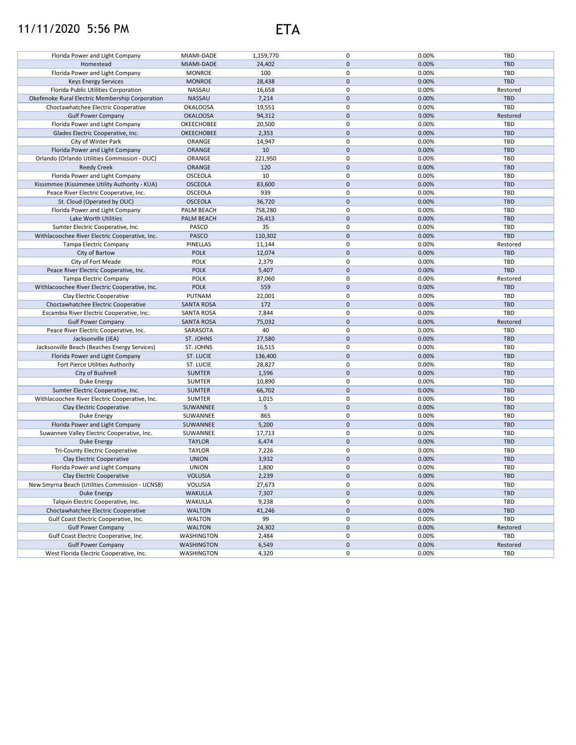11/11/2020 5:56 PM

# ETA

| | | | | | |
|---|---|---|---|---|---|
| Florida Power and Light Company | MIAMI-DADE | 1,159,770 | 0 | 0.00% | TBD |
| Homestead | MIAMI-DADE | 24,402 | 0 | 0.00% | TBD |
| Florida Power and Light Company | MONROE | 100 | 0 | 0.00% | TBD |
| Keys Energy Services | MONROE | 28,438 | 0 | 0.00% | TBD |
| Florida Public Utilities Corporation | NASSAU | 16,658 | 0 | 0.00% | Restored |
| Okefenoke Rural Electric Membership Corporation | NASSAU | 7,214 | 0 | 0.00% | TBD |
| Choctawhatchee Electric Cooperative | OKALOOSA | 19,551 | 0 | 0.00% | TBD |
| Gulf Power Company | OKALOOSA | 94,312 | 0 | 0.00% | Restored |
| Florida Power and Light Company | OKEECHOBEE | 20,500 | 0 | 0.00% | TBD |
| Glades Electric Cooperative, Inc. | OKEECHOBEE | 2,353 | 0 | 0.00% | TBD |
| City of Winter Park | ORANGE | 14,947 | 0 | 0.00% | TBD |
| Florida Power and Light Company | ORANGE | 10 | 0 | 0.00% | TBD |
| Orlando (Orlando Utilities Commission - OUC) | ORANGE | 221,950 | 0 | 0.00% | TBD |
| Reedy Creek | ORANGE | 120 | 0 | 0.00% | TBD |
| Florida Power and Light Company | OSCEOLA | 10 | 0 | 0.00% | TBD |
| Kissimmee (Kissimmee Utility Authority - KUA) | OSCEOLA | 83,600 | 0 | 0.00% | TBD |
| Peace River Electric Cooperative, Inc. | OSCEOLA | 939 | 0 | 0.00% | TBD |
| St. Cloud (Operated by OUC) | OSCEOLA | 36,720 | 0 | 0.00% | TBD |
| Florida Power and Light Company | PALM BEACH | 758,280 | 0 | 0.00% | TBD |
| Lake Worth Utilities | PALM BEACH | 26,413 | 0 | 0.00% | TBD |
| Sumter Electric Cooperative, Inc. | PASCO | 35 | 0 | 0.00% | TBD |
| Withlacoochee River Electric Cooperative, Inc. | PASCO | 110,302 | 0 | 0.00% | TBD |
| Tampa Electric Company | PINELLAS | 11,144 | 0 | 0.00% | Restored |
| City of Bartow | POLK | 12,074 | 0 | 0.00% | TBD |
| City of Fort Meade | POLK | 2,379 | 0 | 0.00% | TBD |
| Peace River Electric Cooperative, Inc. | POLK | 5,407 | 0 | 0.00% | TBD |
| Tampa Electric Company | POLK | 87,060 | 0 | 0.00% | Restored |
| Withlacoochee River Electric Cooperative, Inc. | POLK | 559 | 0 | 0.00% | TBD |
| Clay Electric Cooperative | PUTNAM | 22,001 | 0 | 0.00% | TBD |
| Choctawhatchee Electric Cooperative | SANTA ROSA | 172 | 0 | 0.00% | TBD |
| Escambia River Electric Cooperative, Inc. | SANTA ROSA | 7,844 | 0 | 0.00% | TBD |
| Gulf Power Company | SANTA ROSA | 75,032 | 0 | 0.00% | Restored |
| Peace River Electric Cooperative, Inc. | SARASOTA | 40 | 0 | 0.00% | TBD |
| Jacksonville (JEA) | ST. JOHNS | 27,580 | 0 | 0.00% | TBD |
| Jacksonville Beach (Beaches Energy Services) | ST. JOHNS | 16,515 | 0 | 0.00% | TBD |
| Florida Power and Light Company | ST. LUCIE | 136,400 | 0 | 0.00% | TBD |
| Fort Pierce Utilities Authority | ST. LUCIE | 28,827 | 0 | 0.00% | TBD |
| City of Bushnell | SUMTER | 1,596 | 0 | 0.00% | TBD |
| Duke Energy | SUMTER | 10,890 | 0 | 0.00% | TBD |
| Sumter Electric Cooperative, Inc. | SUMTER | 66,702 | 0 | 0.00% | TBD |
| Withlacoochee River Electric Cooperative, Inc. | SUMTER | 1,015 | 0 | 0.00% | TBD |
| Clay Electric Cooperative | SUWANNEE | 5 | 0 | 0.00% | TBD |
| Duke Energy | SUWANNEE | 865 | 0 | 0.00% | TBD |
| Florida Power and Light Company | SUWANNEE | 5,200 | 0 | 0.00% | TBD |
| Suwannee Valley Electric Cooperative, Inc. | SUWANNEE | 17,713 | 0 | 0.00% | TBD |
| Duke Energy | TAYLOR | 6,474 | 0 | 0.00% | TBD |
| Tri-County Electric Cooperative | TAYLOR | 7,226 | 0 | 0.00% | TBD |
| Clay Electric Cooperative | UNION | 3,932 | 0 | 0.00% | TBD |
| Florida Power and Light Company | UNION | 1,800 | 0 | 0.00% | TBD |
| Clay Electric Cooperative | VOLUSIA | 2,239 | 0 | 0.00% | TBD |
| New Smyrna Beach (Utilities Commission - UCNSB) | VOLUSIA | 27,673 | 0 | 0.00% | TBD |
| Duke Energy | WAKULLA | 7,307 | 0 | 0.00% | TBD |
| Talquin Electric Cooperative, Inc. | WAKULLA | 9,238 | 0 | 0.00% | TBD |
| Choctawhatchee Electric Cooperative | WALTON | 41,246 | 0 | 0.00% | TBD |
| Gulf Coast Electric Cooperative, Inc. | WALTON | 99 | 0 | 0.00% | TBD |
| Gulf Power Company | WALTON | 24,302 | 0 | 0.00% | Restored |
| Gulf Coast Electric Cooperative, Inc. | WASHINGTON | 2,484 | 0 | 0.00% | TBD |
| Gulf Power Company | WASHINGTON | 6,549 | 0 | 0.00% | Restored |
| West Florida Electric Cooperative, Inc. | WASHINGTON | 4,320 | 0 | 0.00% | TBD |